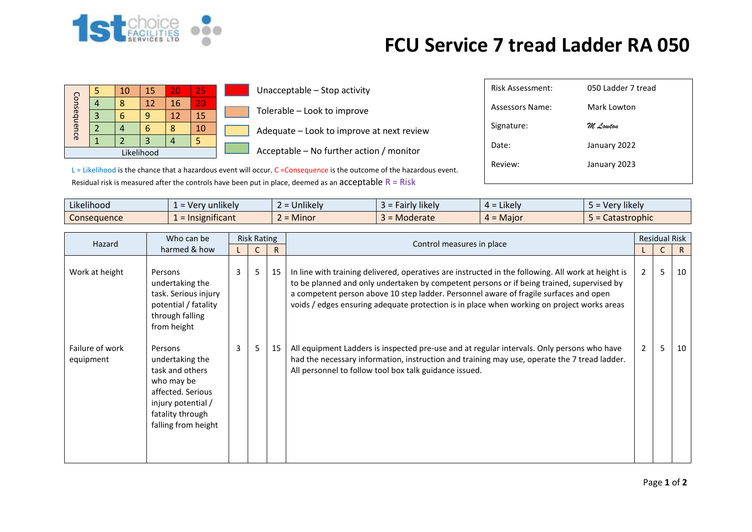# FCU Service 7 tread Ladder RA 050

| Consequence | | | | | |
|---|---|---|---|---|---|
| | 5 | 10 | 15 | 20 | 25 |
| | 4 | 8 | 12 | 16 | 20 |
| | 3 | 6 | 9 | 12 | 15 |
| | 2 | 4 | 6 | 8 | 10 |
| | 1 | 2 | 3 | 4 | 5 |
| | Likelihood | | | | |

- Unacceptable – Stop activity
- Tolerable – Look to improve
- Adequate – Look to improve at next review
- Acceptable – No further action / monitor

L = Likelihood is the chance that a hazardous event will occur. C =Consequence is the outcome of the hazardous event.
Residual risk is measured after the controls have been put in place, deemed as an acceptable R = Risk

| | |
|---|---|
| Risk Assessment: | 050 Ladder 7 tread |
| Assessors Name: | Mark Lowton |
| Signature: | *M Lowton* |
| Date: | January 2022 |
| Review: | January 2023 |

| | | | | | |
|---|---|---|---|---|---|
| Likelihood | 1 = Very unlikely | 2 = Unlikely | 3 = Fairly likely | 4 = Likely | 5 = Very likely |
| Consequence | 1 = Insignificant | 2 = Minor | 3 = Moderate | 4 = Major | 5 = Catastrophic |

| Hazard | Who can be harmed & how | Risk Rating | | | Control measures in place | Residual Risk | | |
|---|---|---|---|---|---|---|---|---|
| | | L | C | R | | L | C | R |
| Work at height | Persons undertaking the task. Serious injury potential / fatality through falling from height | 3 | 5 | 15 | In line with training delivered, operatives are instructed in the following. All work at height is to be planned and only undertaken by competent persons or if being trained, supervised by a competent person above 10 step ladder. Personnel aware of fragile surfaces and open voids / edges ensuring adequate protection is in place when working on project works areas | 2 | 5 | 10 |
| Failure of work equipment | Persons undertaking the task and others who may be affected. Serious injury potential / fatality through falling from height | 3 | 5 | 15 | All equipment Ladders is inspected pre-use and at regular intervals. Only persons who have had the necessary information, instruction and training may use, operate the 7 tread ladder. All personnel to follow tool box talk guidance issued. | 2 | 5 | 10 |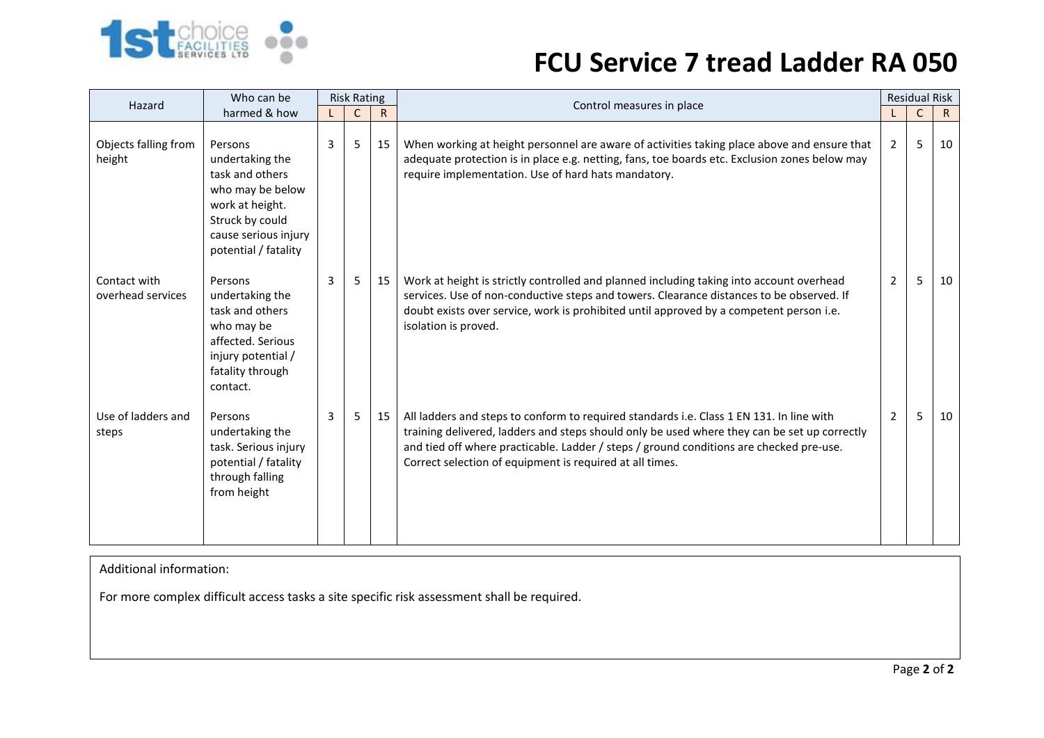# FCU Service 7 tread Ladder RA 050

| Hazard | Who can be harmed & how | Risk Rating | | | Control measures in place | Residual Risk | | |
|---|---|---|---|---|---|---|---|---|
| | | L | C | R | | L | C | R |
| Objects falling from height | Persons undertaking the task and others who may be below work at height. Struck by could cause serious injury potential / fatality | 3 | 5 | 15 | When working at height personnel are aware of activities taking place above and ensure that adequate protection is in place e.g. netting, fans, toe boards etc. Exclusion zones below may require implementation. Use of hard hats mandatory. | 2 | 5 | 10 |
| Contact with overhead services | Persons undertaking the task and others who may be affected. Serious injury potential / fatality through contact. | 3 | 5 | 15 | Work at height is strictly controlled and planned including taking into account overhead services. Use of non-conductive steps and towers. Clearance distances to be observed. If doubt exists over service, work is prohibited until approved by a competent person i.e. isolation is proved. | 2 | 5 | 10 |
| Use of ladders and steps | Persons undertaking the task. Serious injury potential / fatality through falling from height | 3 | 5 | 15 | All ladders and steps to conform to required standards i.e. Class 1 EN 131. In line with training delivered, ladders and steps should only be used where they can be set up correctly and tied off where practicable. Ladder / steps / ground conditions are checked pre-use. Correct selection of equipment is required at all times. | 2 | 5 | 10 |

Additional information:

For more complex difficult access tasks a site specific risk assessment shall be required.